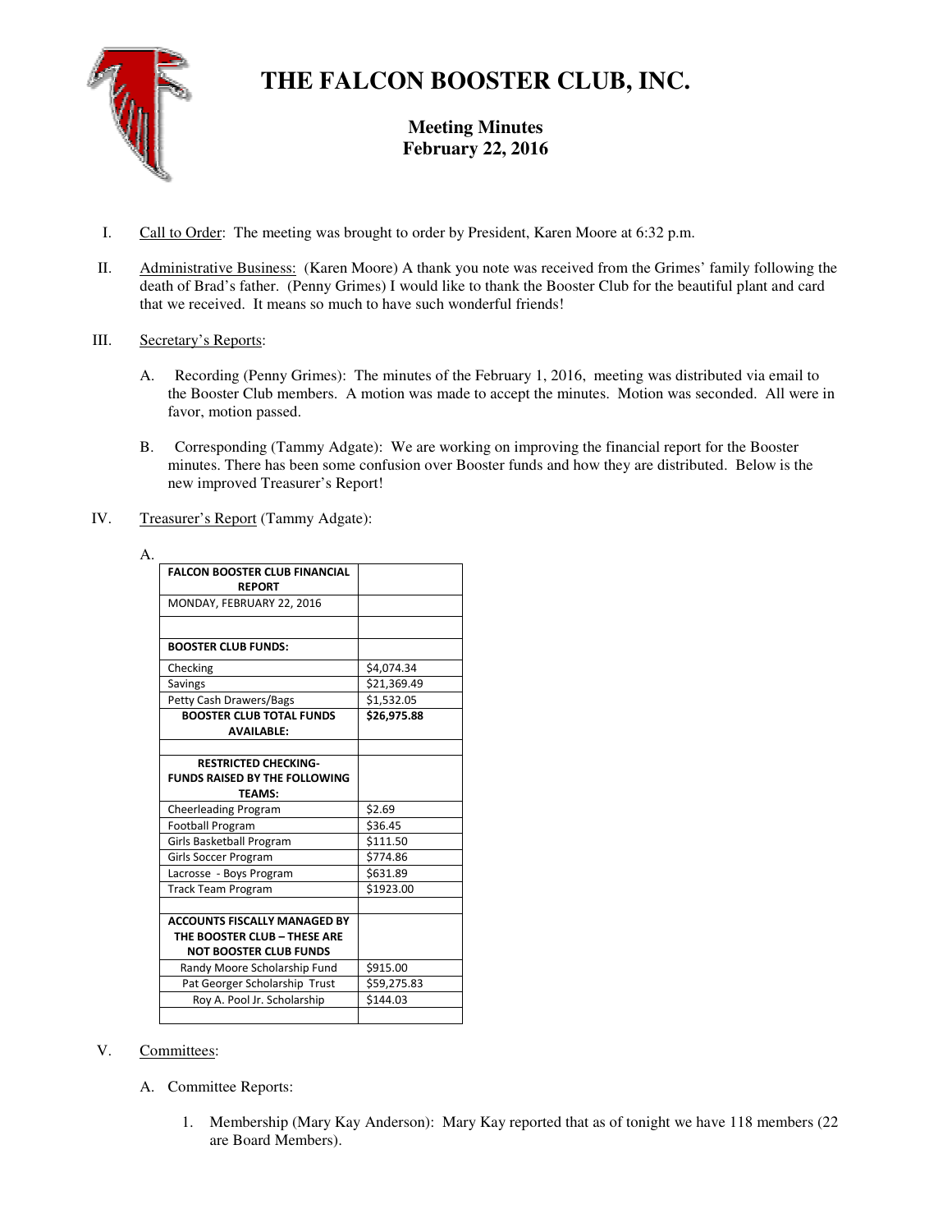# THE FALCON BOOSTER CLUB, INC.

## Meeting Minutes
## February 22, 2016

I. Call to Order: The meeting was brought to order by President, Karen Moore at 6:32 p.m.

II. Administrative Business: (Karen Moore) A thank you note was received from the Grimes' family following the death of Brad's father. (Penny Grimes) I would like to thank the Booster Club for the beautiful plant and card that we received. It means so much to have such wonderful friends!

III. Secretary's Reports:

A. Recording (Penny Grimes): The minutes of the February 1, 2016, meeting was distributed via email to the Booster Club members. A motion was made to accept the minutes. Motion was seconded. All were in favor, motion passed.

B. Corresponding (Tammy Adgate): We are working on improving the financial report for the Booster minutes. There has been some confusion over Booster funds and how they are distributed. Below is the new improved Treasurer's Report!

IV. Treasurer's Report (Tammy Adgate):

A.

| FALCON BOOSTER CLUB FINANCIAL REPORT | |
|---|---|
| MONDAY, FEBRUARY 22, 2016 | |
| | |
| **BOOSTER CLUB FUNDS:** | |
| Checking | $4,074.34 |
| Savings | $21,369.49 |
| Petty Cash Drawers/Bags | $1,532.05 |
| **BOOSTER CLUB TOTAL FUNDS AVAILABLE:** | **$26,975.88** |
| | |
| **RESTRICTED CHECKING- FUNDS RAISED BY THE FOLLOWING TEAMS:** | |
| Cheerleading Program | $2.69 |
| Football Program | $36.45 |
| Girls Basketball Program | $111.50 |
| Girls Soccer Program | $774.86 |
| Lacrosse - Boys Program | $631.89 |
| Track Team Program | $1923.00 |
| | |
| **ACCOUNTS FISCALLY MANAGED BY THE BOOSTER CLUB – THESE ARE NOT BOOSTER CLUB FUNDS** | |
| Randy Moore Scholarship Fund | $915.00 |
| Pat Georger Scholarship Trust | $59,275.83 |
| Roy A. Pool Jr. Scholarship | $144.03 |
| | |

V. Committees:

A. Committee Reports:

1. Membership (Mary Kay Anderson): Mary Kay reported that as of tonight we have 118 members (22 are Board Members).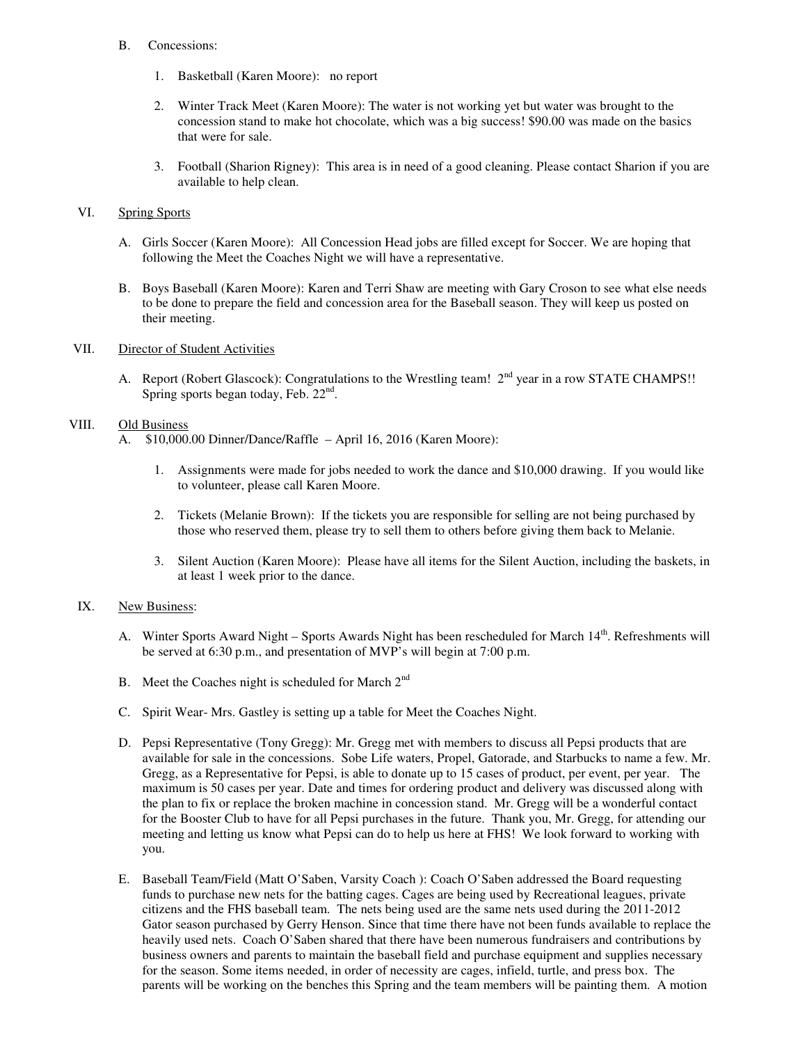B. Concessions:

1. Basketball (Karen Moore): no report

2. Winter Track Meet (Karen Moore): The water is not working yet but water was brought to the concession stand to make hot chocolate, which was a big success! $90.00 was made on the basics that were for sale.

3. Football (Sharion Rigney): This area is in need of a good cleaning. Please contact Sharion if you are available to help clean.

VI. Spring Sports

A. Girls Soccer (Karen Moore): All Concession Head jobs are filled except for Soccer. We are hoping that following the Meet the Coaches Night we will have a representative.

B. Boys Baseball (Karen Moore): Karen and Terri Shaw are meeting with Gary Croson to see what else needs to be done to prepare the field and concession area for the Baseball season. They will keep us posted on their meeting.

VII. Director of Student Activities

A. Report (Robert Glascock): Congratulations to the Wrestling team! 2nd year in a row STATE CHAMPS!! Spring sports began today, Feb. 22nd.

VIII. Old Business

A. $10,000.00 Dinner/Dance/Raffle – April 16, 2016 (Karen Moore):

1. Assignments were made for jobs needed to work the dance and $10,000 drawing. If you would like to volunteer, please call Karen Moore.

2. Tickets (Melanie Brown): If the tickets you are responsible for selling are not being purchased by those who reserved them, please try to sell them to others before giving them back to Melanie.

3. Silent Auction (Karen Moore): Please have all items for the Silent Auction, including the baskets, in at least 1 week prior to the dance.

IX. New Business:

A. Winter Sports Award Night – Sports Awards Night has been rescheduled for March 14th. Refreshments will be served at 6:30 p.m., and presentation of MVP's will begin at 7:00 p.m.

B. Meet the Coaches night is scheduled for March 2nd

C. Spirit Wear- Mrs. Gastley is setting up a table for Meet the Coaches Night.

D. Pepsi Representative (Tony Gregg): Mr. Gregg met with members to discuss all Pepsi products that are available for sale in the concessions. Sobe Life waters, Propel, Gatorade, and Starbucks to name a few. Mr. Gregg, as a Representative for Pepsi, is able to donate up to 15 cases of product, per event, per year. The maximum is 50 cases per year. Date and times for ordering product and delivery was discussed along with the plan to fix or replace the broken machine in concession stand. Mr. Gregg will be a wonderful contact for the Booster Club to have for all Pepsi purchases in the future. Thank you, Mr. Gregg, for attending our meeting and letting us know what Pepsi can do to help us here at FHS! We look forward to working with you.

E. Baseball Team/Field (Matt O'Saben, Varsity Coach ): Coach O'Saben addressed the Board requesting funds to purchase new nets for the batting cages. Cages are being used by Recreational leagues, private citizens and the FHS baseball team. The nets being used are the same nets used during the 2011-2012 Gator season purchased by Gerry Henson. Since that time there have not been funds available to replace the heavily used nets. Coach O'Saben shared that there have been numerous fundraisers and contributions by business owners and parents to maintain the baseball field and purchase equipment and supplies necessary for the season. Some items needed, in order of necessity are cages, infield, turtle, and press box. The parents will be working on the benches this Spring and the team members will be painting them. A motion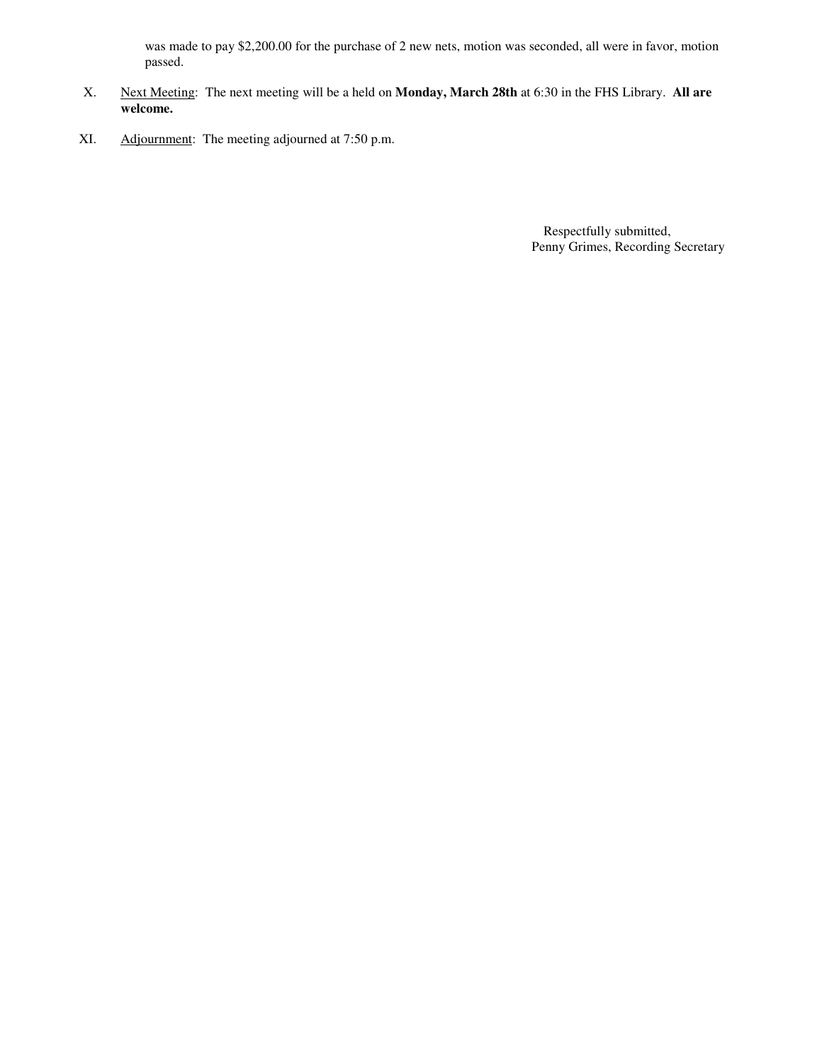was made to pay $2,200.00 for the purchase of 2 new nets, motion was seconded, all were in favor, motion passed.

X. Next Meeting: The next meeting will be a held on **Monday, March 28th** at 6:30 in the FHS Library. **All are welcome.**

XI. Adjournment: The meeting adjourned at 7:50 p.m.

Respectfully submitted,
Penny Grimes, Recording Secretary